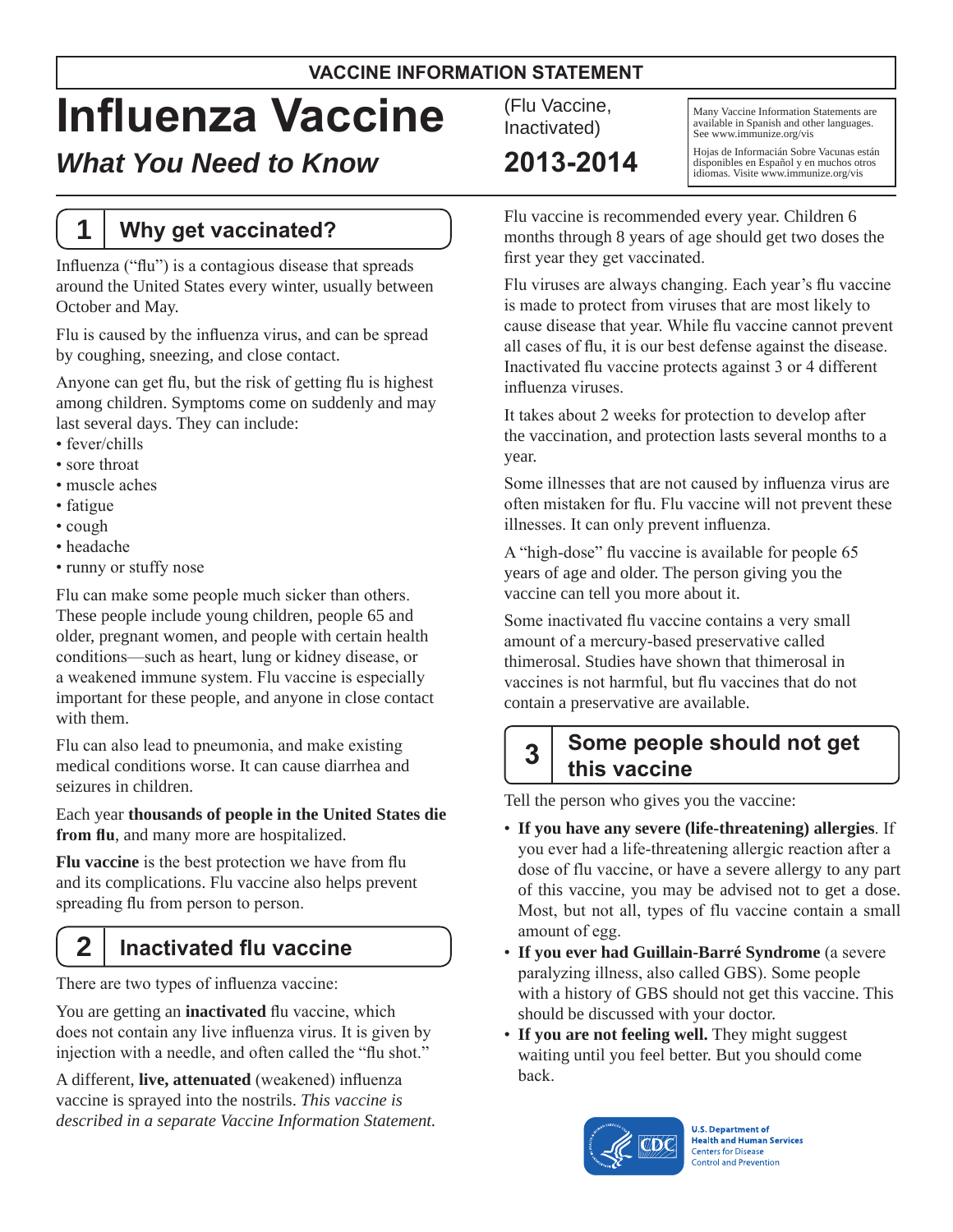**VACCINE INFORMATION STATEMENT**

# Influenza Vaccine

## *What You Need to Know*

(Flu Vaccine, Inactivated)

**2013-2014**

Many Vaccine Information Statements are available in Spanish and other languages. See www.immunize.org/vis

Hojas de Información Sobre Vacunas están disponibles en Español y en muchos otros idiomas. Visite www.immunize.org/vis

## 1 Why get vaccinated?

Influenza ("flu") is a contagious disease that spreads around the United States every winter, usually between October and May.

Flu is caused by the influenza virus, and can be spread by coughing, sneezing, and close contact.

Anyone can get flu, but the risk of getting flu is highest among children. Symptoms come on suddenly and may last several days. They can include:

- fever/chills
- sore throat
- muscle aches
- fatigue
- cough
- headache
- runny or stuffy nose

Flu can make some people much sicker than others. These people include young children, people 65 and older, pregnant women, and people with certain health conditions—such as heart, lung or kidney disease, or a weakened immune system. Flu vaccine is especially important for these people, and anyone in close contact with them.

Flu can also lead to pneumonia, and make existing medical conditions worse. It can cause diarrhea and seizures in children.

Each year **thousands of people in the United States die from flu**, and many more are hospitalized.

**Flu vaccine** is the best protection we have from flu and its complications. Flu vaccine also helps prevent spreading flu from person to person.

## 2 Inactivated flu vaccine

There are two types of influenza vaccine:

You are getting an **inactivated** flu vaccine, which does not contain any live influenza virus. It is given by injection with a needle, and often called the "flu shot."

A different, **live, attenuated** (weakened) influenza vaccine is sprayed into the nostrils. *This vaccine is described in a separate Vaccine Information Statement.*

Flu vaccine is recommended every year. Children 6 months through 8 years of age should get two doses the first year they get vaccinated.

Flu viruses are always changing. Each year's flu vaccine is made to protect from viruses that are most likely to cause disease that year. While flu vaccine cannot prevent all cases of flu, it is our best defense against the disease. Inactivated flu vaccine protects against 3 or 4 different influenza viruses.

It takes about 2 weeks for protection to develop after the vaccination, and protection lasts several months to a year.

Some illnesses that are not caused by influenza virus are often mistaken for flu. Flu vaccine will not prevent these illnesses. It can only prevent influenza.

A "high-dose" flu vaccine is available for people 65 years of age and older. The person giving you the vaccine can tell you more about it.

Some inactivated flu vaccine contains a very small amount of a mercury-based preservative called thimerosal. Studies have shown that thimerosal in vaccines is not harmful, but flu vaccines that do not contain a preservative are available.

## 3 Some people should not get this vaccine

Tell the person who gives you the vaccine:

- **If you have any severe (life-threatening) allergies**. If you ever had a life-threatening allergic reaction after a dose of flu vaccine, or have a severe allergy to any part of this vaccine, you may be advised not to get a dose. Most, but not all, types of flu vaccine contain a small amount of egg.
- **If you ever had Guillain-Barré Syndrome** (a severe paralyzing illness, also called GBS). Some people with a history of GBS should not get this vaccine. This should be discussed with your doctor.
- **If you are not feeling well.** They might suggest waiting until you feel better. But you should come back.

U.S. Department of Health and Human Services
Centers for Disease Control and Prevention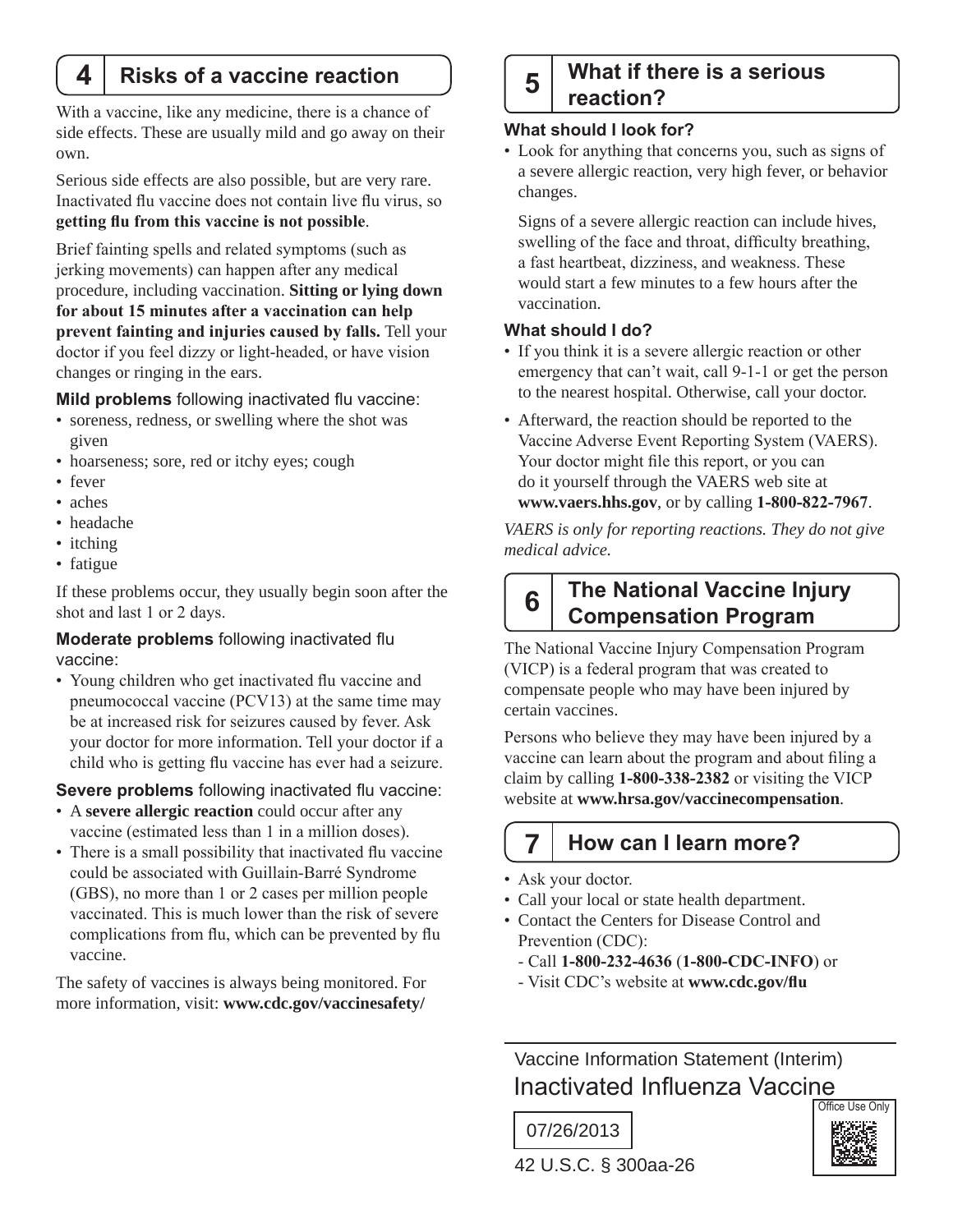## 4 Risks of a vaccine reaction

With a vaccine, like any medicine, there is a chance of side effects. These are usually mild and go away on their own.

Serious side effects are also possible, but are very rare. Inactivated flu vaccine does not contain live flu virus, so **getting flu from this vaccine is not possible**.

Brief fainting spells and related symptoms (such as jerking movements) can happen after any medical procedure, including vaccination. **Sitting or lying down for about 15 minutes after a vaccination can help prevent fainting and injuries caused by falls.** Tell your doctor if you feel dizzy or light-headed, or have vision changes or ringing in the ears.

**Mild problems** following inactivated flu vaccine:

- soreness, redness, or swelling where the shot was given
- hoarseness; sore, red or itchy eyes; cough
- fever
- aches
- headache
- itching
- fatigue

If these problems occur, they usually begin soon after the shot and last 1 or 2 days.

**Moderate problems** following inactivated flu vaccine:

- Young children who get inactivated flu vaccine and pneumococcal vaccine (PCV13) at the same time may be at increased risk for seizures caused by fever. Ask your doctor for more information. Tell your doctor if a child who is getting flu vaccine has ever had a seizure.

**Severe problems** following inactivated flu vaccine:

- A **severe allergic reaction** could occur after any vaccine (estimated less than 1 in a million doses).
- There is a small possibility that inactivated flu vaccine could be associated with Guillain-Barré Syndrome (GBS), no more than 1 or 2 cases per million people vaccinated. This is much lower than the risk of severe complications from flu, which can be prevented by flu vaccine.

The safety of vaccines is always being monitored. For more information, visit: **www.cdc.gov/vaccinesafety/**

## 5 What if there is a serious reaction?

**What should I look for?**

- Look for anything that concerns you, such as signs of a severe allergic reaction, very high fever, or behavior changes.

  Signs of a severe allergic reaction can include hives, swelling of the face and throat, difficulty breathing, a fast heartbeat, dizziness, and weakness. These would start a few minutes to a few hours after the vaccination.

**What should I do?**

- If you think it is a severe allergic reaction or other emergency that can't wait, call 9-1-1 or get the person to the nearest hospital. Otherwise, call your doctor.
- Afterward, the reaction should be reported to the Vaccine Adverse Event Reporting System (VAERS). Your doctor might file this report, or you can do it yourself through the VAERS web site at **www.vaers.hhs.gov**, or by calling **1-800-822-7967**.

*VAERS is only for reporting reactions. They do not give medical advice.*

## 6 The National Vaccine Injury Compensation Program

The National Vaccine Injury Compensation Program (VICP) is a federal program that was created to compensate people who may have been injured by certain vaccines.

Persons who believe they may have been injured by a vaccine can learn about the program and about filing a claim by calling **1-800-338-2382** or visiting the VICP website at **www.hrsa.gov/vaccinecompensation**.

## 7 How can I learn more?

- Ask your doctor.
- Call your local or state health department.
- Contact the Centers for Disease Control and Prevention (CDC):
  - Call **1-800-232-4636** (**1-800-CDC-INFO**) or
  - Visit CDC's website at **www.cdc.gov/flu**

Vaccine Information Statement (Interim)

Inactivated Influenza Vaccine

07/26/2013

42 U.S.C. § 300aa-26

Office Use Only